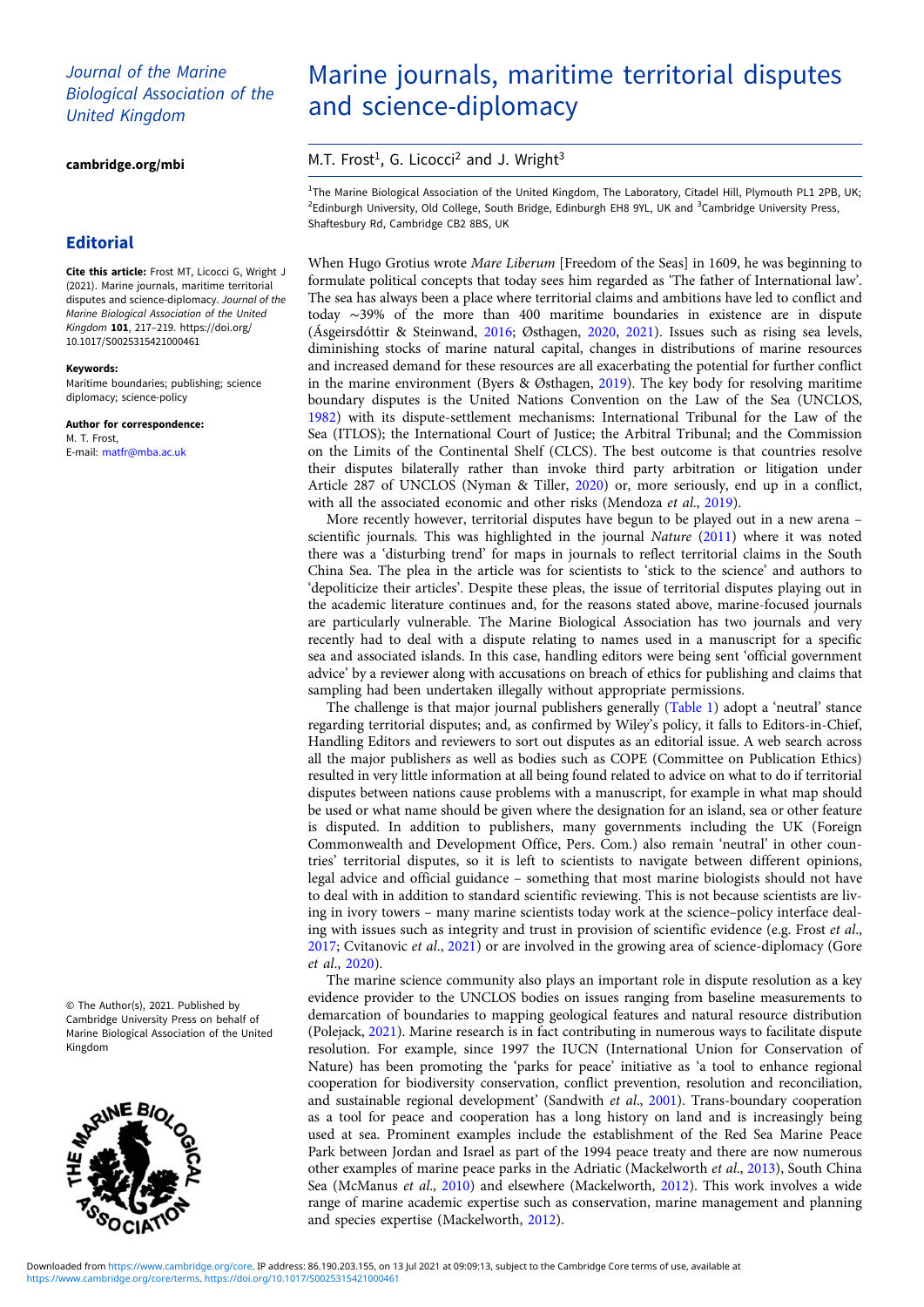*Journal of the Marine Biological Association of the United Kingdom*

**cambridge.org/mbi**

## Editorial

**Cite this article:** Frost MT, Licocci G, Wright J (2021). Marine journals, maritime territorial disputes and science-diplomacy. *Journal of the Marine Biological Association of the United Kingdom* **101**, 217–219. https://doi.org/10.1017/S0025315421000461

**Keywords:**
Maritime boundaries; publishing; science diplomacy; science-policy

**Author for correspondence:**
M. T. Frost,
E-mail: matfr@mba.ac.uk

© The Author(s), 2021. Published by Cambridge University Press on behalf of Marine Biological Association of the United Kingdom

# Marine journals, maritime territorial disputes and science-diplomacy

M.T. Frost[1], G. Licocci[2] and J. Wright[3]

[1]The Marine Biological Association of the United Kingdom, The Laboratory, Citadel Hill, Plymouth PL1 2PB, UK; [2]Edinburgh University, Old College, South Bridge, Edinburgh EH8 9YL, UK and [3]Cambridge University Press, Shaftesbury Rd, Cambridge CB2 8BS, UK

When Hugo Grotius wrote *Mare Liberum* [Freedom of the Seas] in 1609, he was beginning to formulate political concepts that today sees him regarded as 'The father of International law'. The sea has always been a place where territorial claims and ambitions have led to conflict and today ~39% of the more than 400 maritime boundaries in existence are in dispute (Ásgeirsdóttir & Steinwand, 2016; Østhagen, 2020, 2021). Issues such as rising sea levels, diminishing stocks of marine natural capital, changes in distributions of marine resources and increased demand for these resources are all exacerbating the potential for further conflict in the marine environment (Byers & Østhagen, 2019). The key body for resolving maritime boundary disputes is the United Nations Convention on the Law of the Sea (UNCLOS, 1982) with its dispute-settlement mechanisms: International Tribunal for the Law of the Sea (ITLOS); the International Court of Justice; the Arbitral Tribunal; and the Commission on the Limits of the Continental Shelf (CLCS). The best outcome is that countries resolve their disputes bilaterally rather than invoke third party arbitration or litigation under Article 287 of UNCLOS (Nyman & Tiller, 2020) or, more seriously, end up in a conflict, with all the associated economic and other risks (Mendoza *et al*., 2019).

More recently however, territorial disputes have begun to be played out in a new arena – scientific journals. This was highlighted in the journal *Nature* (2011) where it was noted there was a 'disturbing trend' for maps in journals to reflect territorial claims in the South China Sea. The plea in the article was for scientists to 'stick to the science' and authors to 'depoliticize their articles'. Despite these pleas, the issue of territorial disputes playing out in the academic literature continues and, for the reasons stated above, marine-focused journals are particularly vulnerable. The Marine Biological Association has two journals and very recently had to deal with a dispute relating to names used in a manuscript for a specific sea and associated islands. In this case, handling editors were being sent 'official government advice' by a reviewer along with accusations on breach of ethics for publishing and claims that sampling had been undertaken illegally without appropriate permissions.

The challenge is that major journal publishers generally (Table 1) adopt a 'neutral' stance regarding territorial disputes; and, as confirmed by Wiley's policy, it falls to Editors-in-Chief, Handling Editors and reviewers to sort out disputes as an editorial issue. A web search across all the major publishers as well as bodies such as COPE (Committee on Publication Ethics) resulted in very little information at all being found related to advice on what to do if territorial disputes between nations cause problems with a manuscript, for example in what map should be used or what name should be given where the designation for an island, sea or other feature is disputed. In addition to publishers, many governments including the UK (Foreign Commonwealth and Development Office, Pers. Com.) also remain 'neutral' in other countries' territorial disputes, so it is left to scientists to navigate between different opinions, legal advice and official guidance – something that most marine biologists should not have to deal with in addition to standard scientific reviewing. This is not because scientists are living in ivory towers – many marine scientists today work at the science–policy interface dealing with issues such as integrity and trust in provision of scientific evidence (e.g. Frost *et al*., 2017; Cvitanovic *et al*., 2021) or are involved in the growing area of science-diplomacy (Gore *et al*., 2020).

The marine science community also plays an important role in dispute resolution as a key evidence provider to the UNCLOS bodies on issues ranging from baseline measurements to demarcation of boundaries to mapping geological features and natural resource distribution (Polejack, 2021). Marine research is in fact contributing in numerous ways to facilitate dispute resolution. For example, since 1997 the IUCN (International Union for Conservation of Nature) has been promoting the 'parks for peace' initiative as 'a tool to enhance regional cooperation for biodiversity conservation, conflict prevention, resolution and reconciliation, and sustainable regional development' (Sandwith *et al*., 2001). Trans-boundary cooperation as a tool for peace and cooperation has a long history on land and is increasingly being used at sea. Prominent examples include the establishment of the Red Sea Marine Peace Park between Jordan and Israel as part of the 1994 peace treaty and there are now numerous other examples of marine peace parks in the Adriatic (Mackelworth *et al*., 2013), South China Sea (McManus *et al*., 2010) and elsewhere (Mackelworth, 2012). This work involves a wide range of marine academic expertise such as conservation, marine management and planning and species expertise (Mackelworth, 2012).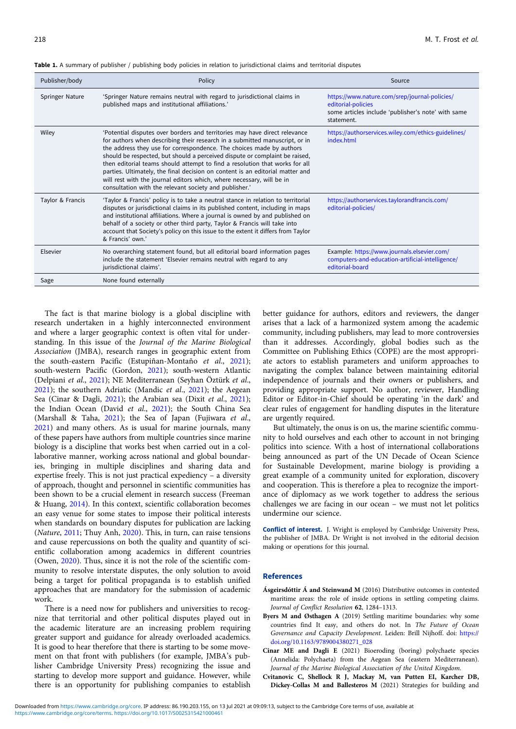**Table 1.** A summary of publisher / publishing body policies in relation to jurisdictional claims and territorial disputes

| Publisher/body | Policy | Source |
|---|---|---|
| Springer Nature | 'Springer Nature remains neutral with regard to jurisdictional claims in published maps and institutional affiliations.' | https://www.nature.com/srep/journal-policies/editorial-policies some articles include 'publisher's note' with same statement. |
| Wiley | 'Potential disputes over borders and territories may have direct relevance for authors when describing their research in a submitted manuscript, or in the address they use for correspondence. The choices made by authors should be respected, but should a perceived dispute or complaint be raised, then editorial teams should attempt to find a resolution that works for all parties. Ultimately, the final decision on content is an editorial matter and will rest with the journal editors which, where necessary, will be in consultation with the relevant society and publisher.' | https://authorservices.wiley.com/ethics-guidelines/index.html |
| Taylor & Francis | 'Taylor & Francis' policy is to take a neutral stance in relation to territorial disputes or jurisdictional claims in its published content, including in maps and institutional affiliations. Where a journal is owned by and published on behalf of a society or other third party, Taylor & Francis will take into account that Society's policy on this issue to the extent it differs from Taylor & Francis' own.' | https://authorservices.taylorandfrancis.com/editorial-policies/ |
| Elsevier | No overarching statement found, but all editorial board information pages include the statement 'Elsevier remains neutral with regard to any jurisdictional claims'. | Example: https://www.journals.elsevier.com/computers-and-education-artificial-intelligence/editorial-board |
| Sage | None found externally | |

The fact is that marine biology is a global discipline with research undertaken in a highly interconnected environment and where a larger geographic context is often vital for understanding. In this issue of the *Journal of the Marine Biological Association* (JMBA), research ranges in geographic extent from the south-eastern Pacific (Estupiñan-Montaño *et al.*, 2021); south-western Pacific (Gordon, 2021); south-western Atlantic (Delpiani *et al.*, 2021); NE Mediterranean (Seyhan Öztürk *et al.*, 2021); the southern Adriatic (Mandic *et al.*, 2021); the Aegean Sea (Cinar & Dagli, 2021); the Arabian sea (Dixit *et al.*, 2021); the Indian Ocean (David *et al.*, 2021); the South China Sea (Marshall & Taha, 2021); the Sea of Japan (Fujiwara *et al.*, 2021) and many others. As is usual for marine journals, many of these papers have authors from multiple countries since marine biology is a discipline that works best when carried out in a collaborative manner, working across national and global boundaries, bringing in multiple disciplines and sharing data and expertise freely. This is not just practical expediency – a diversity of approach, thought and personnel in scientific communities has been shown to be a crucial element in research success (Freeman & Huang, 2014). In this context, scientific collaboration becomes an easy venue for some states to impose their political interests when standards on boundary disputes for publication are lacking (*Nature*, 2011; Thuy Anh, 2020). This, in turn, can raise tensions and cause repercussions on both the quality and quantity of scientific collaboration among academics in different countries (Owen, 2020). Thus, since it is not the role of the scientific community to resolve interstate disputes, the only solution to avoid being a target for political propaganda is to establish unified approaches that are mandatory for the submission of academic work.

There is a need now for publishers and universities to recognize that territorial and other political disputes played out in the academic literature are an increasing problem requiring greater support and guidance for already overloaded academics. It is good to hear therefore that there is starting to be some movement on that front with publishers (for example, JMBA's publisher Cambridge University Press) recognizing the issue and starting to develop more support and guidance. However, while there is an opportunity for publishing companies to establish better guidance for authors, editors and reviewers, the danger arises that a lack of a harmonized system among the academic community, including publishers, may lead to more controversies than it addresses. Accordingly, global bodies such as the Committee on Publishing Ethics (COPE) are the most appropriate actors to establish parameters and uniform approaches to navigating the complex balance between maintaining editorial independence of journals and their owners or publishers, and providing appropriate support. No author, reviewer, Handling Editor or Editor-in-Chief should be operating 'in the dark' and clear rules of engagement for handling disputes in the literature are urgently required.

But ultimately, the onus is on us, the marine scientific community to hold ourselves and each other to account in not bringing politics into science. With a host of international collaborations being announced as part of the UN Decade of Ocean Science for Sustainable Development, marine biology is providing a great example of a community united for exploration, discovery and cooperation. This is therefore a plea to recognize the importance of diplomacy as we work together to address the serious challenges we are facing in our ocean – we must not let politics undermine our science.

**Conflict of interest.** J. Wright is employed by Cambridge University Press, the publisher of JMBA. Dr Wright is not involved in the editorial decision making or operations for this journal.

## References

**Ásgeirsdóttir Á and Steinwand M** (2016) Distributive outcomes in contested maritime areas: the role of inside options in settling competing claims. *Journal of Conflict Resolution* **62**, 1284–1313.

**Byers M and Østhagen A** (2019) Settling maritime boundaries: why some countries find It easy, and others do not. In *The Future of Ocean Governance and Capacity Development*. Leiden: Brill Nijhoff. doi: https://doi.org/10.1163/9789004380271_028

**Cinar ME and Dagli E** (2021) Bioeroding (boring) polychaete species (Annelida: Polychaeta) from the Aegean Sea (eastern Mediterranean). *Journal of the Marine Biological Association of the United Kingdom.*

**Cvitanovic C, Shellock R J, Mackay M, van Putten EI, Karcher DB, Dickey-Collas M and Ballesteros M** (2021) Strategies for building and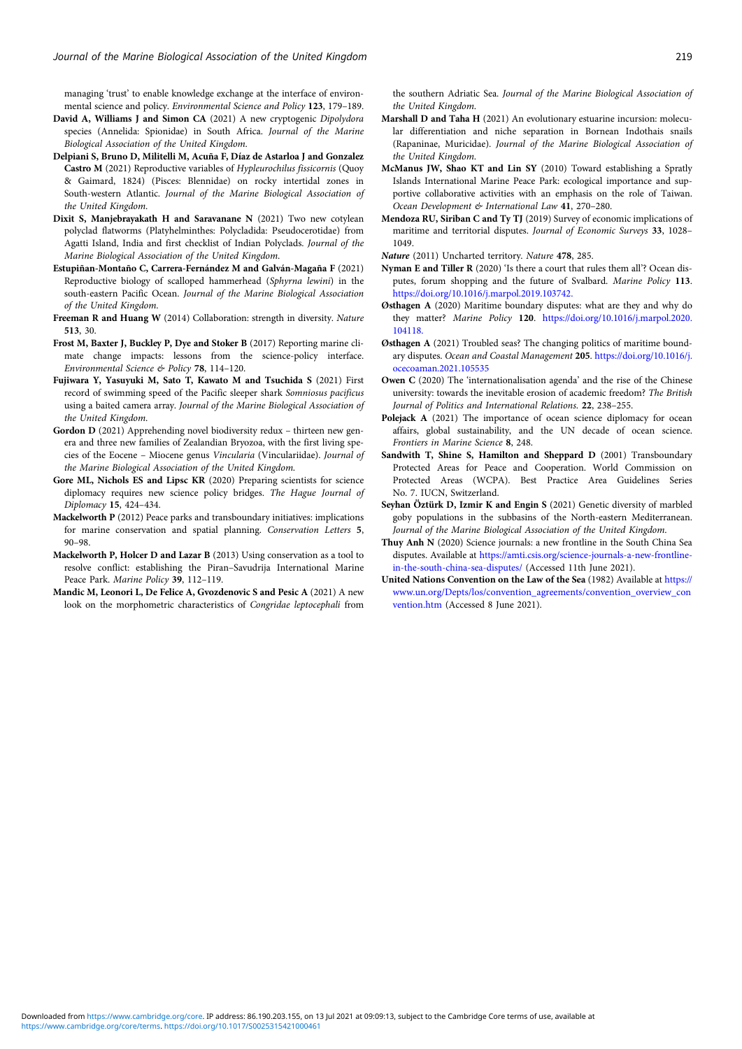managing 'trust' to enable knowledge exchange at the interface of environmental science and policy. *Environmental Science and Policy* **123**, 179–189.

**David A, Williams J and Simon CA** (2021) A new cryptogenic *Dipolydora* species (Annelida: Spionidae) in South Africa. *Journal of the Marine Biological Association of the United Kingdom.*

**Delpiani S, Bruno D, Militelli M, Acuña F, Díaz de Astarloa J and Gonzalez Castro M** (2021) Reproductive variables of *Hypleurochilus fissicornis* (Quoy & Gaimard, 1824) (Pisces: Blennidae) on rocky intertidal zones in South-western Atlantic. *Journal of the Marine Biological Association of the United Kingdom.*

**Dixit S, Manjebrayakath H and Saravanane N** (2021) Two new cotylean polyclad flatworms (Platyhelminthes: Polycladida: Pseudocerotidae) from Agatti Island, India and first checklist of Indian Polyclads. *Journal of the Marine Biological Association of the United Kingdom.*

**Estupiñan-Montaño C, Carrera-Fernández M and Galván-Magaña F** (2021) Reproductive biology of scalloped hammerhead (*Sphyrna lewini*) in the south-eastern Pacific Ocean. *Journal of the Marine Biological Association of the United Kingdom.*

**Freeman R and Huang W** (2014) Collaboration: strength in diversity. *Nature* **513**, 30.

**Frost M, Baxter J, Buckley P, Dye and Stoker B** (2017) Reporting marine climate change impacts: lessons from the science-policy interface. *Environmental Science & Policy* **78**, 114–120.

**Fujiwara Y, Yasuyuki M, Sato T, Kawato M and Tsuchida S** (2021) First record of swimming speed of the Pacific sleeper shark *Somniosus pacificus* using a baited camera array. *Journal of the Marine Biological Association of the United Kingdom.*

**Gordon D** (2021) Apprehending novel biodiversity redux – thirteen new genera and three new families of Zealandian Bryozoa, with the first living species of the Eocene – Miocene genus *Vincularia* (Vinculariidae). *Journal of the Marine Biological Association of the United Kingdom.*

**Gore ML, Nichols ES and Lipsc KR** (2020) Preparing scientists for science diplomacy requires new science policy bridges. *The Hague Journal of Diplomacy* **15**, 424–434.

**Mackelworth P** (2012) Peace parks and transboundary initiatives: implications for marine conservation and spatial planning. *Conservation Letters* **5**, 90–98.

**Mackelworth P, Holcer D and Lazar B** (2013) Using conservation as a tool to resolve conflict: establishing the Piran–Savudrija International Marine Peace Park. *Marine Policy* **39**, 112–119.

**Mandic M, Leonori L, De Felice A, Gvozdenovic S and Pesic A** (2021) A new look on the morphometric characteristics of *Congridae leptocephali* from the southern Adriatic Sea. *Journal of the Marine Biological Association of the United Kingdom.*

**Marshall D and Taha H** (2021) An evolutionary estuarine incursion: molecular differentiation and niche separation in Bornean Indothais snails (Rapaninae, Muricidae). *Journal of the Marine Biological Association of the United Kingdom.*

**McManus JW, Shao KT and Lin SY** (2010) Toward establishing a Spratly Islands International Marine Peace Park: ecological importance and supportive collaborative activities with an emphasis on the role of Taiwan. *Ocean Development & International Law* **41**, 270–280.

**Mendoza RU, Siriban C and Ty TJ** (2019) Survey of economic implications of maritime and territorial disputes. *Journal of Economic Surveys* **33**, 1028–1049.

***Nature*** (2011) Uncharted territory. *Nature* **478**, 285.

**Nyman E and Tiller R** (2020) 'Is there a court that rules them all'? Ocean disputes, forum shopping and the future of Svalbard. *Marine Policy* **113**. https://doi.org/10.1016/j.marpol.2019.103742.

**Østhagen A** (2020) Maritime boundary disputes: what are they and why do they matter? *Marine Policy* **120**. https://doi.org/10.1016/j.marpol.2020.104118.

**Østhagen A** (2021) Troubled seas? The changing politics of maritime boundary disputes. *Ocean and Coastal Management* **205**. https://doi.org/10.1016/j.ocecoaman.2021.105535

**Owen C** (2020) The 'internationalisation agenda' and the rise of the Chinese university: towards the inevitable erosion of academic freedom? *The British Journal of Politics and International Relations.* **22**, 238–255.

**Polejack A** (2021) The importance of ocean science diplomacy for ocean affairs, global sustainability, and the UN decade of ocean science. *Frontiers in Marine Science* **8**, 248.

**Sandwith T, Shine S, Hamilton and Sheppard D** (2001) Transboundary Protected Areas for Peace and Cooperation. World Commission on Protected Areas (WCPA). Best Practice Area Guidelines Series No. 7. IUCN, Switzerland.

**Seyhan Öztürk D, Izmir K and Engin S** (2021) Genetic diversity of marbled goby populations in the subbasins of the North-eastern Mediterranean. *Journal of the Marine Biological Association of the United Kingdom.*

**Thuy Anh N** (2020) Science journals: a new frontline in the South China Sea disputes. Available at https://amti.csis.org/science-journals-a-new-frontline-in-the-south-china-sea-disputes/ (Accessed 11th June 2021).

**United Nations Convention on the Law of the Sea** (1982) Available at https://www.un.org/Depts/los/convention_agreements/convention_overview_convention.htm (Accessed 8 June 2021).